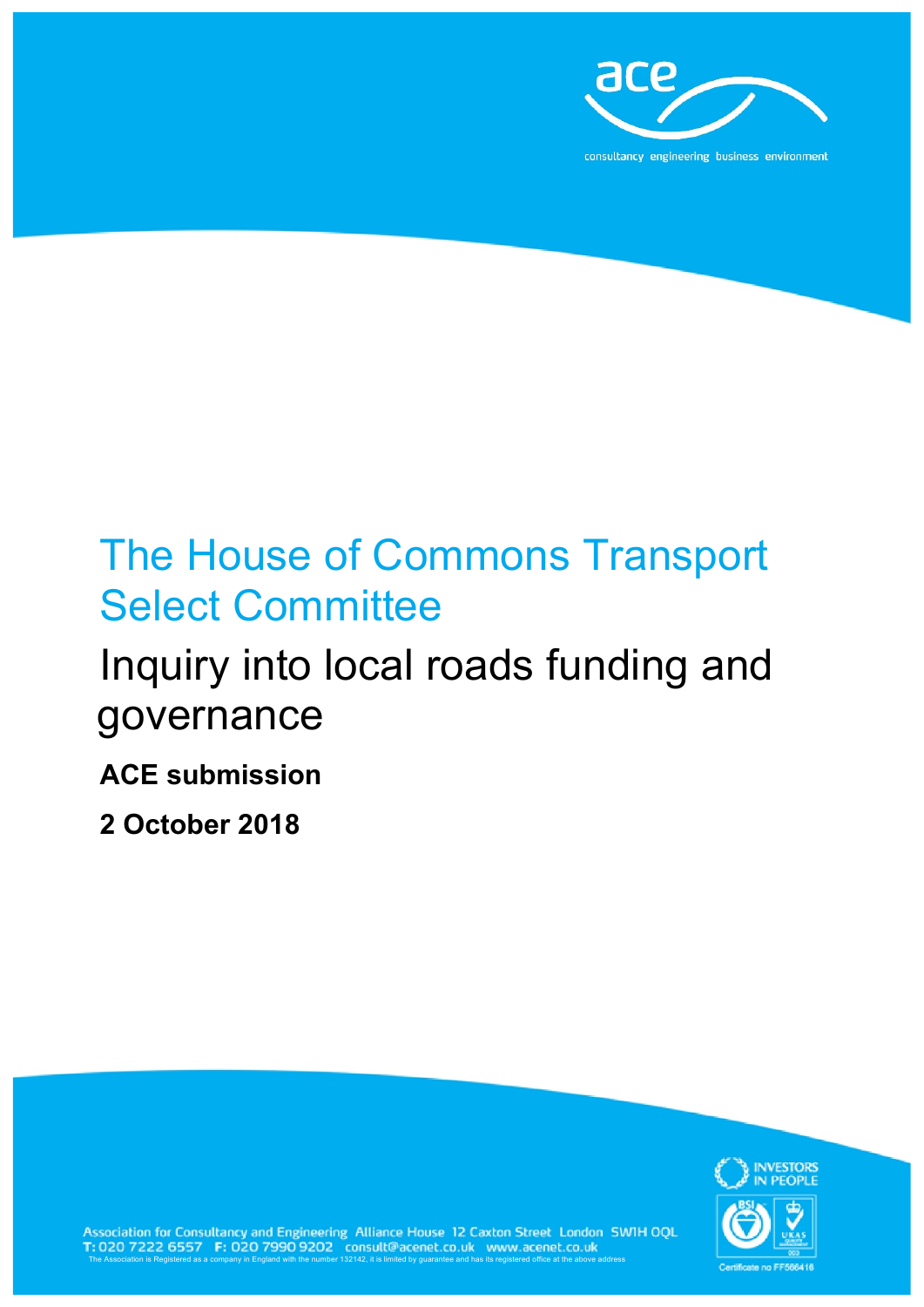ace

consultancy engineering business environment

# The House of Commons Transport Select Committee

## Inquiry into local roads funding and governance

**ACE submission**

**2 October 2018**

Association for Consultancy and Engineering Alliance House 12 Caxton Street London SW1H 0QL
T: 020 7222 6557 F: 020 7990 9202 consult@acenet.co.uk www.acenet.co.uk
The Association is Registered as a company in England with the number 132142, it is limited by guarantee and has its registered office at the above address

Certificate no FF566416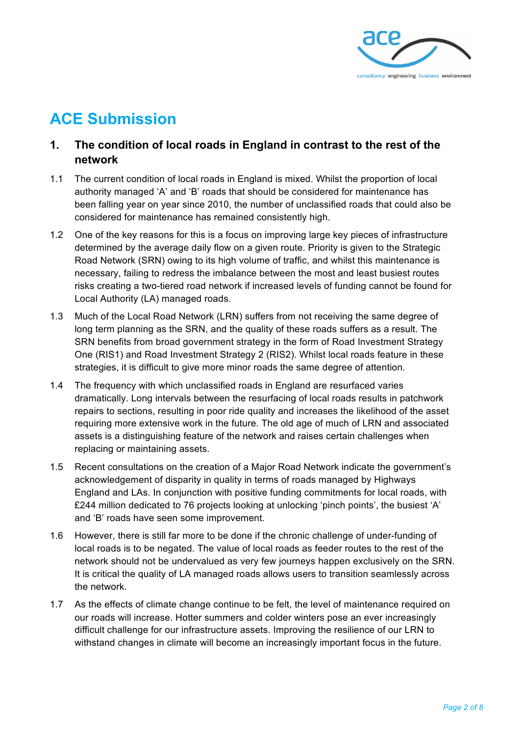# ACE Submission

## 1. The condition of local roads in England in contrast to the rest of the network

1.1 The current condition of local roads in England is mixed. Whilst the proportion of local authority managed ‘A’ and ‘B’ roads that should be considered for maintenance has been falling year on year since 2010, the number of unclassified roads that could also be considered for maintenance has remained consistently high.

1.2 One of the key reasons for this is a focus on improving large key pieces of infrastructure determined by the average daily flow on a given route. Priority is given to the Strategic Road Network (SRN) owing to its high volume of traffic, and whilst this maintenance is necessary, failing to redress the imbalance between the most and least busiest routes risks creating a two-tiered road network if increased levels of funding cannot be found for Local Authority (LA) managed roads.

1.3 Much of the Local Road Network (LRN) suffers from not receiving the same degree of long term planning as the SRN, and the quality of these roads suffers as a result. The SRN benefits from broad government strategy in the form of Road Investment Strategy One (RIS1) and Road Investment Strategy 2 (RIS2). Whilst local roads feature in these strategies, it is difficult to give more minor roads the same degree of attention.

1.4 The frequency with which unclassified roads in England are resurfaced varies dramatically. Long intervals between the resurfacing of local roads results in patchwork repairs to sections, resulting in poor ride quality and increases the likelihood of the asset requiring more extensive work in the future. The old age of much of LRN and associated assets is a distinguishing feature of the network and raises certain challenges when replacing or maintaining assets.

1.5 Recent consultations on the creation of a Major Road Network indicate the government’s acknowledgement of disparity in quality in terms of roads managed by Highways England and LAs. In conjunction with positive funding commitments for local roads, with £244 million dedicated to 76 projects looking at unlocking ‘pinch points’, the busiest ‘A’ and ‘B’ roads have seen some improvement.

1.6 However, there is still far more to be done if the chronic challenge of under-funding of local roads is to be negated. The value of local roads as feeder routes to the rest of the network should not be undervalued as very few journeys happen exclusively on the SRN. It is critical the quality of LA managed roads allows users to transition seamlessly across the network.

1.7 As the effects of climate change continue to be felt, the level of maintenance required on our roads will increase. Hotter summers and colder winters pose an ever increasingly difficult challenge for our infrastructure assets. Improving the resilience of our LRN to withstand changes in climate will become an increasingly important focus in the future.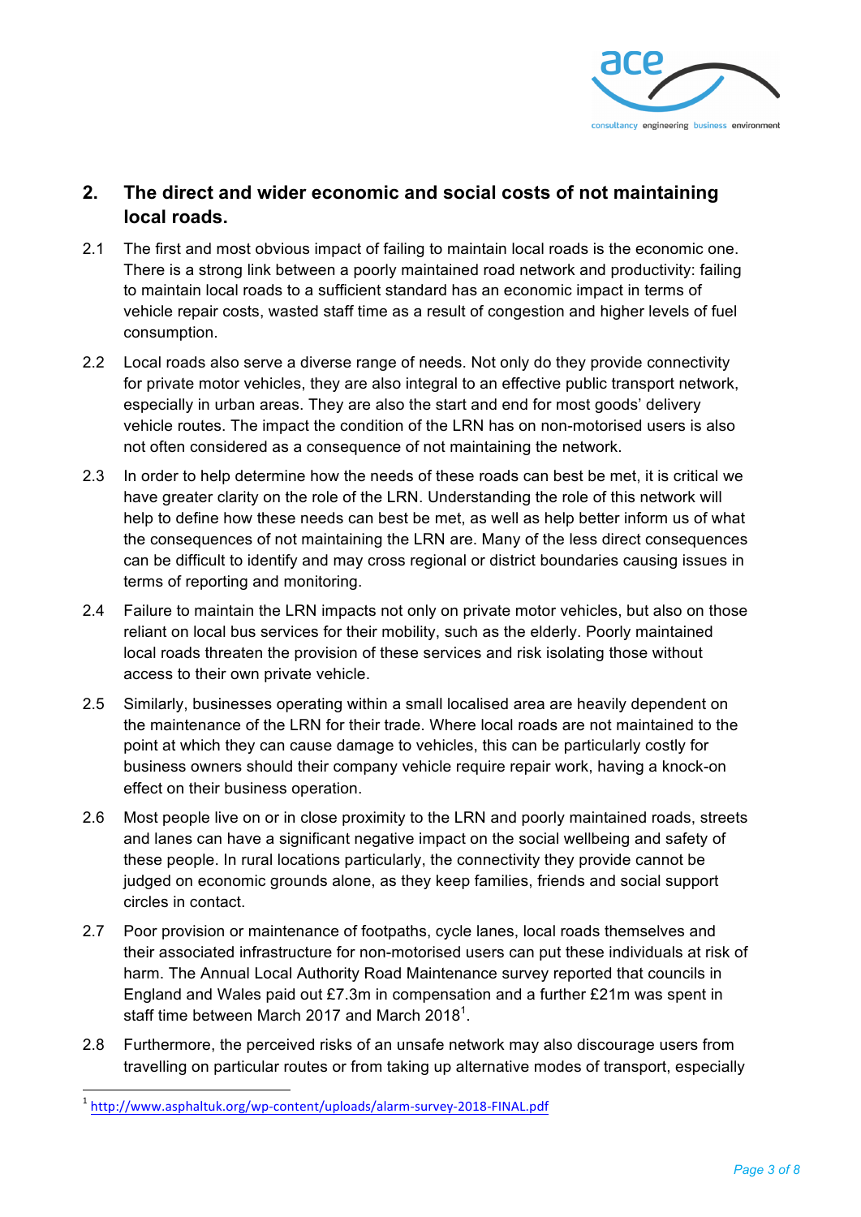## 2. The direct and wider economic and social costs of not maintaining local roads.

2.1 The first and most obvious impact of failing to maintain local roads is the economic one. There is a strong link between a poorly maintained road network and productivity: failing to maintain local roads to a sufficient standard has an economic impact in terms of vehicle repair costs, wasted staff time as a result of congestion and higher levels of fuel consumption.

2.2 Local roads also serve a diverse range of needs. Not only do they provide connectivity for private motor vehicles, they are also integral to an effective public transport network, especially in urban areas. They are also the start and end for most goods' delivery vehicle routes. The impact the condition of the LRN has on non-motorised users is also not often considered as a consequence of not maintaining the network.

2.3 In order to help determine how the needs of these roads can best be met, it is critical we have greater clarity on the role of the LRN. Understanding the role of this network will help to define how these needs can best be met, as well as help better inform us of what the consequences of not maintaining the LRN are. Many of the less direct consequences can be difficult to identify and may cross regional or district boundaries causing issues in terms of reporting and monitoring.

2.4 Failure to maintain the LRN impacts not only on private motor vehicles, but also on those reliant on local bus services for their mobility, such as the elderly. Poorly maintained local roads threaten the provision of these services and risk isolating those without access to their own private vehicle.

2.5 Similarly, businesses operating within a small localised area are heavily dependent on the maintenance of the LRN for their trade. Where local roads are not maintained to the point at which they can cause damage to vehicles, this can be particularly costly for business owners should their company vehicle require repair work, having a knock-on effect on their business operation.

2.6 Most people live on or in close proximity to the LRN and poorly maintained roads, streets and lanes can have a significant negative impact on the social wellbeing and safety of these people. In rural locations particularly, the connectivity they provide cannot be judged on economic grounds alone, as they keep families, friends and social support circles in contact.

2.7 Poor provision or maintenance of footpaths, cycle lanes, local roads themselves and their associated infrastructure for non-motorised users can put these individuals at risk of harm. The Annual Local Authority Road Maintenance survey reported that councils in England and Wales paid out £7.3m in compensation and a further £21m was spent in staff time between March 2017 and March 2018[1].

2.8 Furthermore, the perceived risks of an unsafe network may also discourage users from travelling on particular routes or from taking up alternative modes of transport, especially

[1] http://www.asphaltuk.org/wp-content/uploads/alarm-survey-2018-FINAL.pdf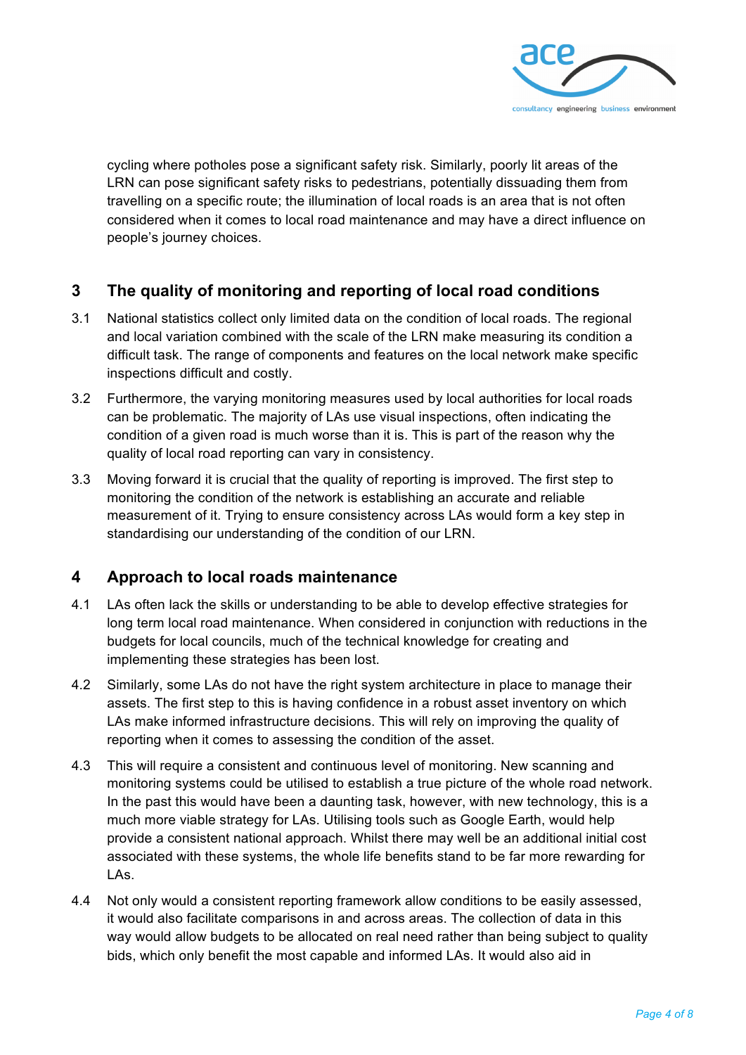cycling where potholes pose a significant safety risk. Similarly, poorly lit areas of the LRN can pose significant safety risks to pedestrians, potentially dissuading them from travelling on a specific route; the illumination of local roads is an area that is not often considered when it comes to local road maintenance and may have a direct influence on people's journey choices.

## 3 The quality of monitoring and reporting of local road conditions

3.1 National statistics collect only limited data on the condition of local roads. The regional and local variation combined with the scale of the LRN make measuring its condition a difficult task. The range of components and features on the local network make specific inspections difficult and costly.

3.2 Furthermore, the varying monitoring measures used by local authorities for local roads can be problematic. The majority of LAs use visual inspections, often indicating the condition of a given road is much worse than it is. This is part of the reason why the quality of local road reporting can vary in consistency.

3.3 Moving forward it is crucial that the quality of reporting is improved. The first step to monitoring the condition of the network is establishing an accurate and reliable measurement of it. Trying to ensure consistency across LAs would form a key step in standardising our understanding of the condition of our LRN.

## 4 Approach to local roads maintenance

4.1 LAs often lack the skills or understanding to be able to develop effective strategies for long term local road maintenance. When considered in conjunction with reductions in the budgets for local councils, much of the technical knowledge for creating and implementing these strategies has been lost.

4.2 Similarly, some LAs do not have the right system architecture in place to manage their assets. The first step to this is having confidence in a robust asset inventory on which LAs make informed infrastructure decisions. This will rely on improving the quality of reporting when it comes to assessing the condition of the asset.

4.3 This will require a consistent and continuous level of monitoring. New scanning and monitoring systems could be utilised to establish a true picture of the whole road network. In the past this would have been a daunting task, however, with new technology, this is a much more viable strategy for LAs. Utilising tools such as Google Earth, would help provide a consistent national approach. Whilst there may well be an additional initial cost associated with these systems, the whole life benefits stand to be far more rewarding for LAs.

4.4 Not only would a consistent reporting framework allow conditions to be easily assessed, it would also facilitate comparisons in and across areas. The collection of data in this way would allow budgets to be allocated on real need rather than being subject to quality bids, which only benefit the most capable and informed LAs. It would also aid in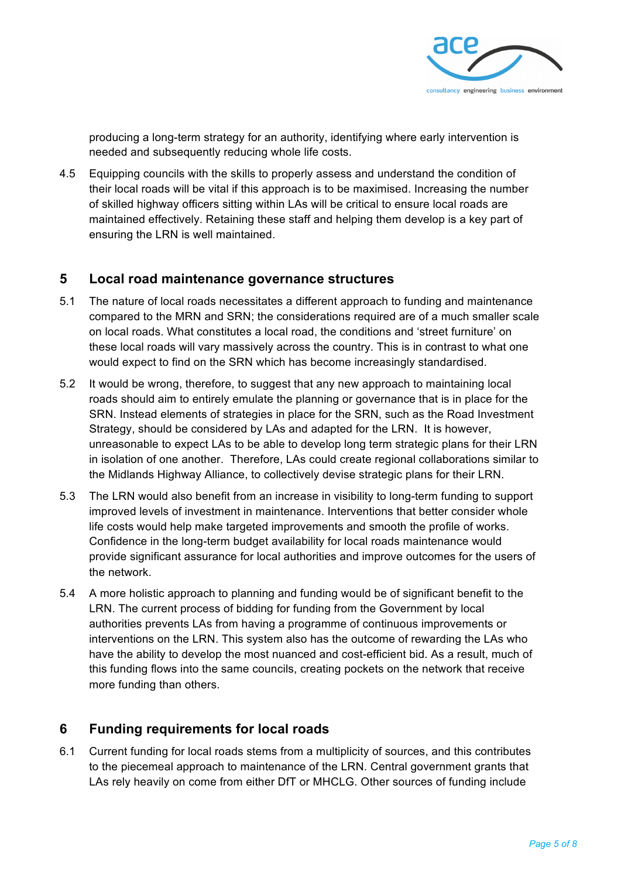producing a long-term strategy for an authority, identifying where early intervention is needed and subsequently reducing whole life costs.

4.5 Equipping councils with the skills to properly assess and understand the condition of their local roads will be vital if this approach is to be maximised. Increasing the number of skilled highway officers sitting within LAs will be critical to ensure local roads are maintained effectively. Retaining these staff and helping them develop is a key part of ensuring the LRN is well maintained.

## 5 Local road maintenance governance structures

5.1 The nature of local roads necessitates a different approach to funding and maintenance compared to the MRN and SRN; the considerations required are of a much smaller scale on local roads. What constitutes a local road, the conditions and 'street furniture' on these local roads will vary massively across the country. This is in contrast to what one would expect to find on the SRN which has become increasingly standardised.

5.2 It would be wrong, therefore, to suggest that any new approach to maintaining local roads should aim to entirely emulate the planning or governance that is in place for the SRN. Instead elements of strategies in place for the SRN, such as the Road Investment Strategy, should be considered by LAs and adapted for the LRN. It is however, unreasonable to expect LAs to be able to develop long term strategic plans for their LRN in isolation of one another. Therefore, LAs could create regional collaborations similar to the Midlands Highway Alliance, to collectively devise strategic plans for their LRN.

5.3 The LRN would also benefit from an increase in visibility to long-term funding to support improved levels of investment in maintenance. Interventions that better consider whole life costs would help make targeted improvements and smooth the profile of works. Confidence in the long-term budget availability for local roads maintenance would provide significant assurance for local authorities and improve outcomes for the users of the network.

5.4 A more holistic approach to planning and funding would be of significant benefit to the LRN. The current process of bidding for funding from the Government by local authorities prevents LAs from having a programme of continuous improvements or interventions on the LRN. This system also has the outcome of rewarding the LAs who have the ability to develop the most nuanced and cost-efficient bid. As a result, much of this funding flows into the same councils, creating pockets on the network that receive more funding than others.

## 6 Funding requirements for local roads

6.1 Current funding for local roads stems from a multiplicity of sources, and this contributes to the piecemeal approach to maintenance of the LRN. Central government grants that LAs rely heavily on come from either DfT or MHCLG. Other sources of funding include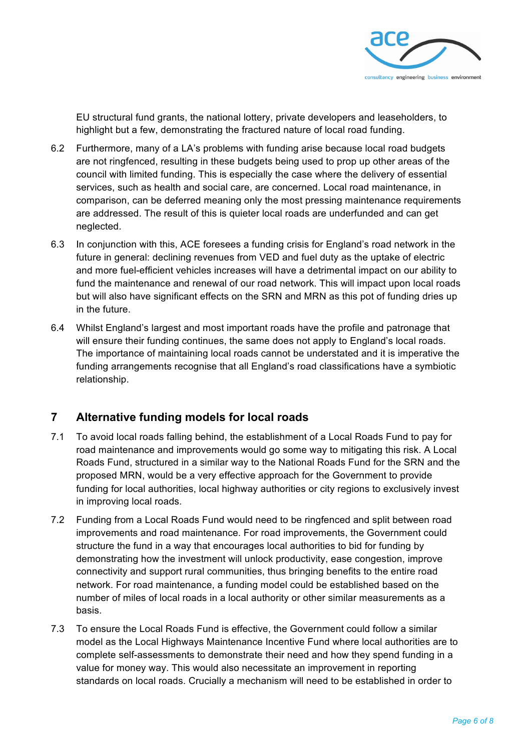EU structural fund grants, the national lottery, private developers and leaseholders, to highlight but a few, demonstrating the fractured nature of local road funding.

6.2 Furthermore, many of a LA's problems with funding arise because local road budgets are not ringfenced, resulting in these budgets being used to prop up other areas of the council with limited funding. This is especially the case where the delivery of essential services, such as health and social care, are concerned. Local road maintenance, in comparison, can be deferred meaning only the most pressing maintenance requirements are addressed. The result of this is quieter local roads are underfunded and can get neglected.

6.3 In conjunction with this, ACE foresees a funding crisis for England's road network in the future in general: declining revenues from VED and fuel duty as the uptake of electric and more fuel-efficient vehicles increases will have a detrimental impact on our ability to fund the maintenance and renewal of our road network. This will impact upon local roads but will also have significant effects on the SRN and MRN as this pot of funding dries up in the future.

6.4 Whilst England's largest and most important roads have the profile and patronage that will ensure their funding continues, the same does not apply to England's local roads. The importance of maintaining local roads cannot be understated and it is imperative the funding arrangements recognise that all England's road classifications have a symbiotic relationship.

## 7 Alternative funding models for local roads

7.1 To avoid local roads falling behind, the establishment of a Local Roads Fund to pay for road maintenance and improvements would go some way to mitigating this risk. A Local Roads Fund, structured in a similar way to the National Roads Fund for the SRN and the proposed MRN, would be a very effective approach for the Government to provide funding for local authorities, local highway authorities or city regions to exclusively invest in improving local roads.

7.2 Funding from a Local Roads Fund would need to be ringfenced and split between road improvements and road maintenance. For road improvements, the Government could structure the fund in a way that encourages local authorities to bid for funding by demonstrating how the investment will unlock productivity, ease congestion, improve connectivity and support rural communities, thus bringing benefits to the entire road network. For road maintenance, a funding model could be established based on the number of miles of local roads in a local authority or other similar measurements as a basis.

7.3 To ensure the Local Roads Fund is effective, the Government could follow a similar model as the Local Highways Maintenance Incentive Fund where local authorities are to complete self-assessments to demonstrate their need and how they spend funding in a value for money way. This would also necessitate an improvement in reporting standards on local roads. Crucially a mechanism will need to be established in order to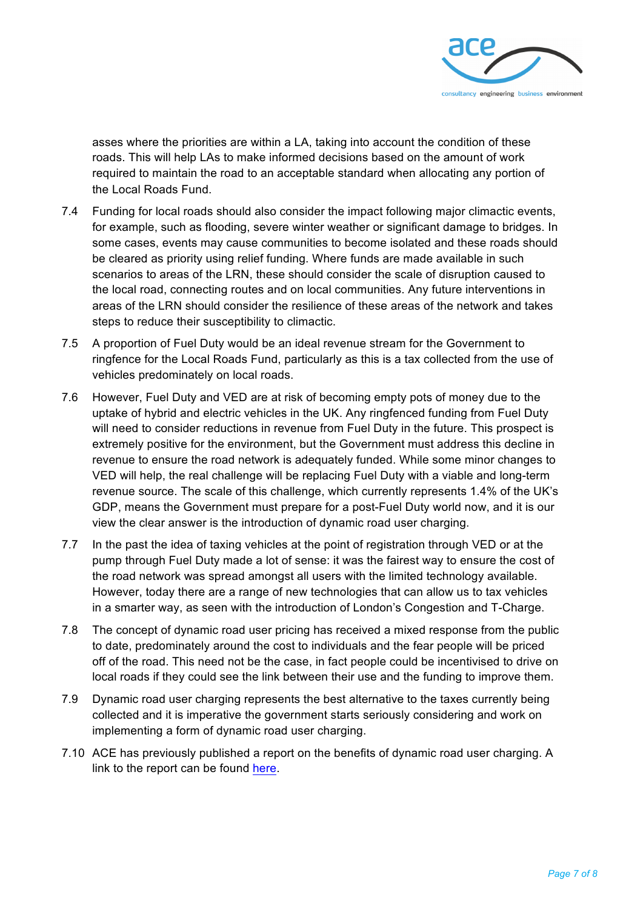asses where the priorities are within a LA, taking into account the condition of these roads. This will help LAs to make informed decisions based on the amount of work required to maintain the road to an acceptable standard when allocating any portion of the Local Roads Fund.

7.4 Funding for local roads should also consider the impact following major climactic events, for example, such as flooding, severe winter weather or significant damage to bridges. In some cases, events may cause communities to become isolated and these roads should be cleared as priority using relief funding. Where funds are made available in such scenarios to areas of the LRN, these should consider the scale of disruption caused to the local road, connecting routes and on local communities. Any future interventions in areas of the LRN should consider the resilience of these areas of the network and takes steps to reduce their susceptibility to climactic.

7.5 A proportion of Fuel Duty would be an ideal revenue stream for the Government to ringfence for the Local Roads Fund, particularly as this is a tax collected from the use of vehicles predominately on local roads.

7.6 However, Fuel Duty and VED are at risk of becoming empty pots of money due to the uptake of hybrid and electric vehicles in the UK. Any ringfenced funding from Fuel Duty will need to consider reductions in revenue from Fuel Duty in the future. This prospect is extremely positive for the environment, but the Government must address this decline in revenue to ensure the road network is adequately funded. While some minor changes to VED will help, the real challenge will be replacing Fuel Duty with a viable and long-term revenue source. The scale of this challenge, which currently represents 1.4% of the UK's GDP, means the Government must prepare for a post-Fuel Duty world now, and it is our view the clear answer is the introduction of dynamic road user charging.

7.7 In the past the idea of taxing vehicles at the point of registration through VED or at the pump through Fuel Duty made a lot of sense: it was the fairest way to ensure the cost of the road network was spread amongst all users with the limited technology available. However, today there are a range of new technologies that can allow us to tax vehicles in a smarter way, as seen with the introduction of London's Congestion and T-Charge.

7.8 The concept of dynamic road user pricing has received a mixed response from the public to date, predominately around the cost to individuals and the fear people will be priced off of the road. This need not be the case, in fact people could be incentivised to drive on local roads if they could see the link between their use and the funding to improve them.

7.9 Dynamic road user charging represents the best alternative to the taxes currently being collected and it is imperative the government starts seriously considering and work on implementing a form of dynamic road user charging.

7.10 ACE has previously published a report on the benefits of dynamic road user charging. A link to the report can be found here.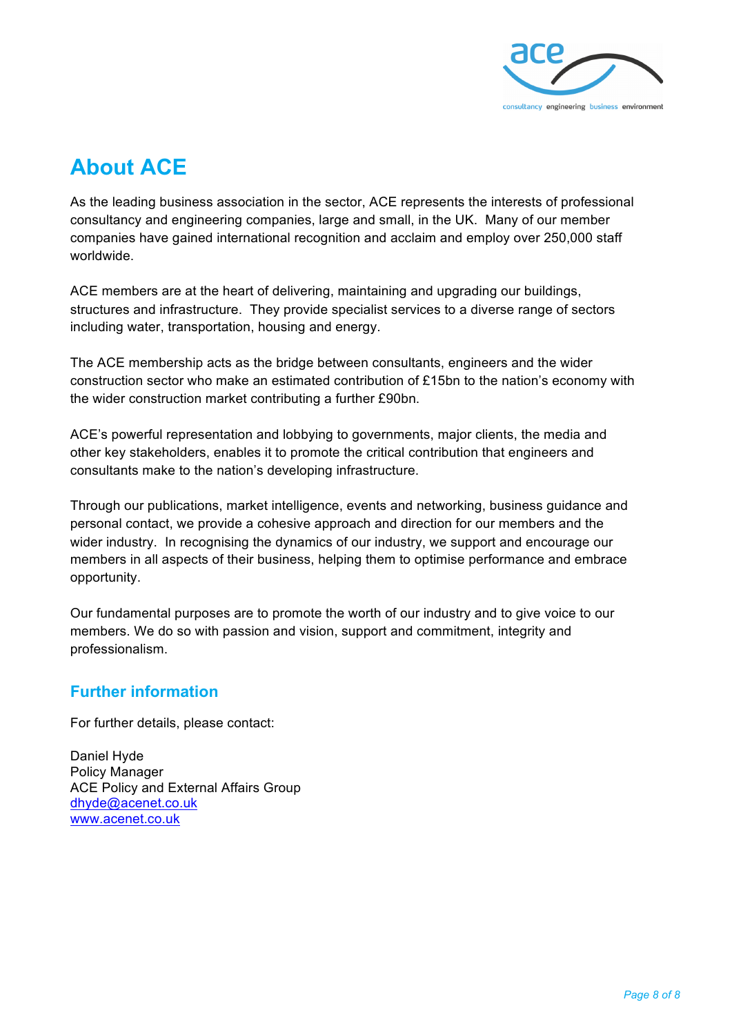# About ACE

As the leading business association in the sector, ACE represents the interests of professional consultancy and engineering companies, large and small, in the UK. Many of our member companies have gained international recognition and acclaim and employ over 250,000 staff worldwide.

ACE members are at the heart of delivering, maintaining and upgrading our buildings, structures and infrastructure. They provide specialist services to a diverse range of sectors including water, transportation, housing and energy.

The ACE membership acts as the bridge between consultants, engineers and the wider construction sector who make an estimated contribution of £15bn to the nation's economy with the wider construction market contributing a further £90bn.

ACE's powerful representation and lobbying to governments, major clients, the media and other key stakeholders, enables it to promote the critical contribution that engineers and consultants make to the nation's developing infrastructure.

Through our publications, market intelligence, events and networking, business guidance and personal contact, we provide a cohesive approach and direction for our members and the wider industry. In recognising the dynamics of our industry, we support and encourage our members in all aspects of their business, helping them to optimise performance and embrace opportunity.

Our fundamental purposes are to promote the worth of our industry and to give voice to our members. We do so with passion and vision, support and commitment, integrity and professionalism.

## Further information

For further details, please contact:

Daniel Hyde
Policy Manager
ACE Policy and External Affairs Group
dhyde@acenet.co.uk
www.acenet.co.uk